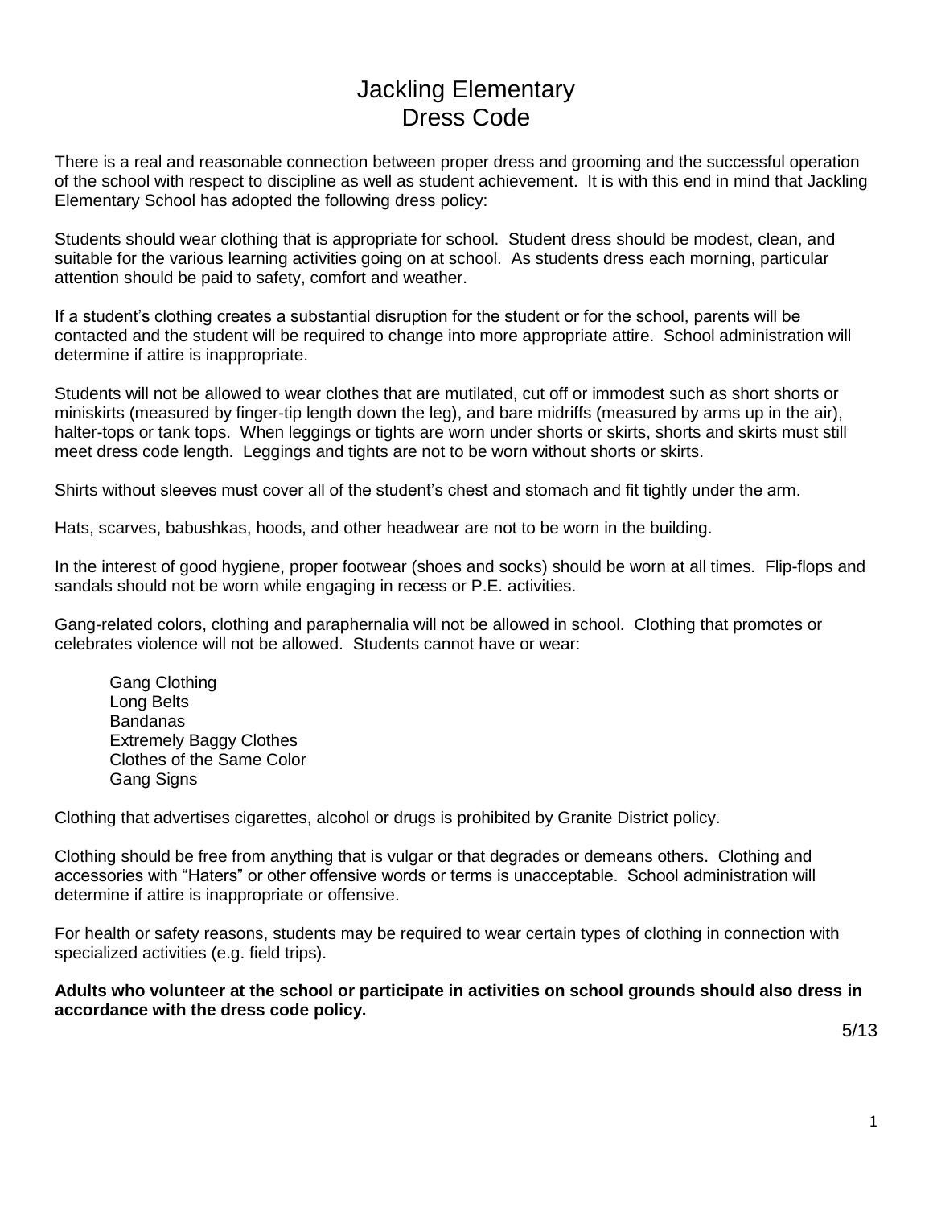# Jackling Elementary
# Dress Code

There is a real and reasonable connection between proper dress and grooming and the successful operation of the school with respect to discipline as well as student achievement. It is with this end in mind that Jackling Elementary School has adopted the following dress policy:

Students should wear clothing that is appropriate for school. Student dress should be modest, clean, and suitable for the various learning activities going on at school. As students dress each morning, particular attention should be paid to safety, comfort and weather.

If a student's clothing creates a substantial disruption for the student or for the school, parents will be contacted and the student will be required to change into more appropriate attire. School administration will determine if attire is inappropriate.

Students will not be allowed to wear clothes that are mutilated, cut off or immodest such as short shorts or miniskirts (measured by finger-tip length down the leg), and bare midriffs (measured by arms up in the air), halter-tops or tank tops. When leggings or tights are worn under shorts or skirts, shorts and skirts must still meet dress code length. Leggings and tights are not to be worn without shorts or skirts.

Shirts without sleeves must cover all of the student's chest and stomach and fit tightly under the arm.

Hats, scarves, babushkas, hoods, and other headwear are not to be worn in the building.

In the interest of good hygiene, proper footwear (shoes and socks) should be worn at all times. Flip-flops and sandals should not be worn while engaging in recess or P.E. activities.

Gang-related colors, clothing and paraphernalia will not be allowed in school. Clothing that promotes or celebrates violence will not be allowed. Students cannot have or wear:

- Gang Clothing
- Long Belts
- Bandanas
- Extremely Baggy Clothes
- Clothes of the Same Color
- Gang Signs

Clothing that advertises cigarettes, alcohol or drugs is prohibited by Granite District policy.

Clothing should be free from anything that is vulgar or that degrades or demeans others. Clothing and accessories with "Haters" or other offensive words or terms is unacceptable. School administration will determine if attire is inappropriate or offensive.

For health or safety reasons, students may be required to wear certain types of clothing in connection with specialized activities (e.g. field trips).

**Adults who volunteer at the school or participate in activities on school grounds should also dress in accordance with the dress code policy.**

5/13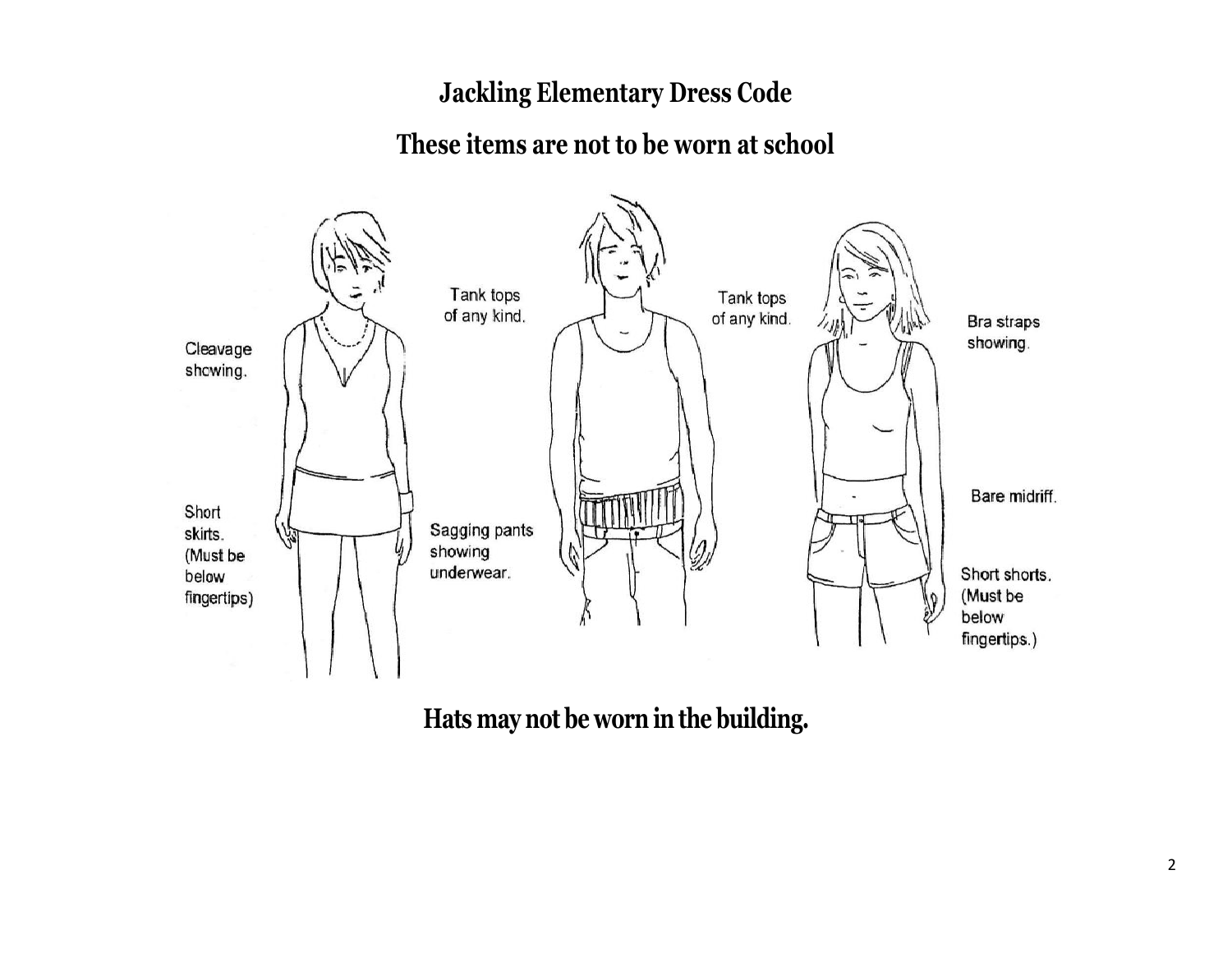# Jackling Elementary Dress Code

## These items are not to be worn at school

Cleavage showing.

Tank tops of any kind.

Tank tops of any kind.

Bra straps showing.

Bare midriff.

Short skirts. (Must be below fingertips)

Sagging pants showing underwear.

Short shorts. (Must be below fingertips.)

**Hats may not be worn in the building.**